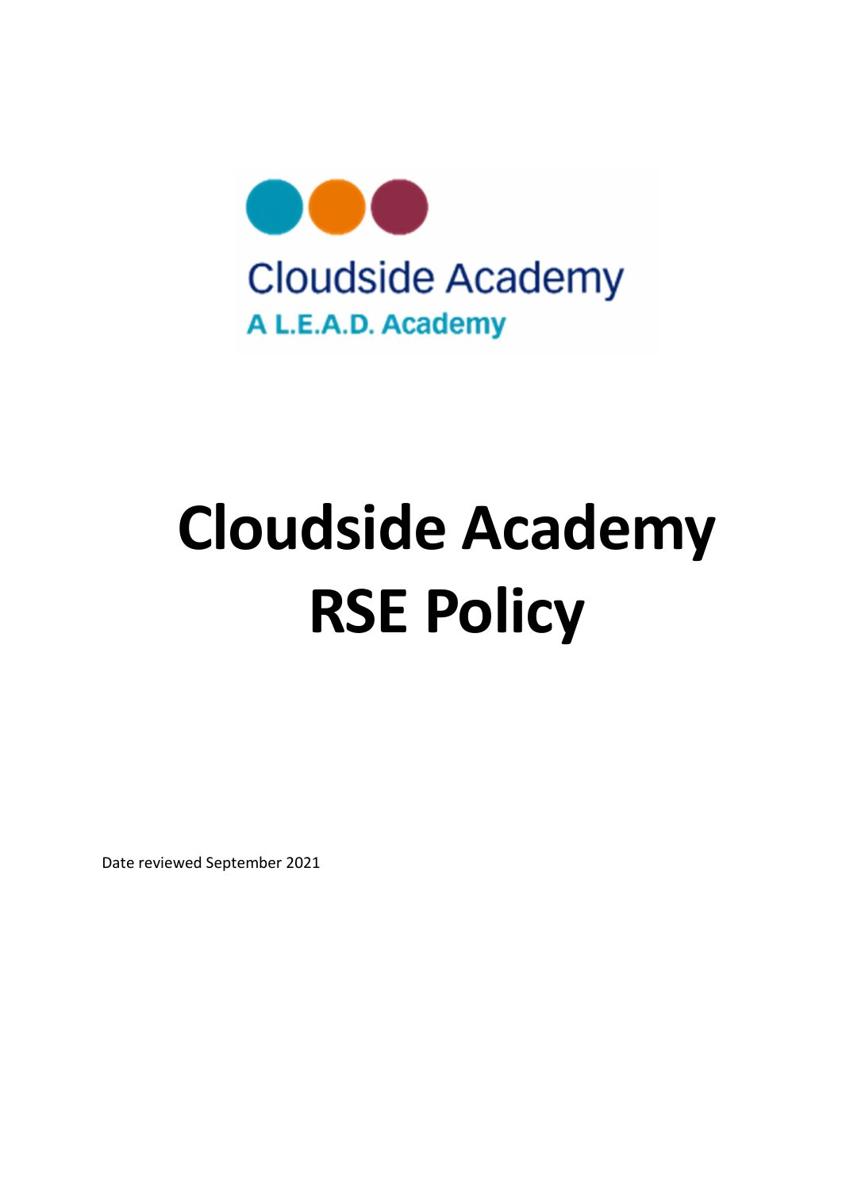Cloudside Academy

A L.E.A.D. Academy

# Cloudside Academy RSE Policy

Date reviewed September 2021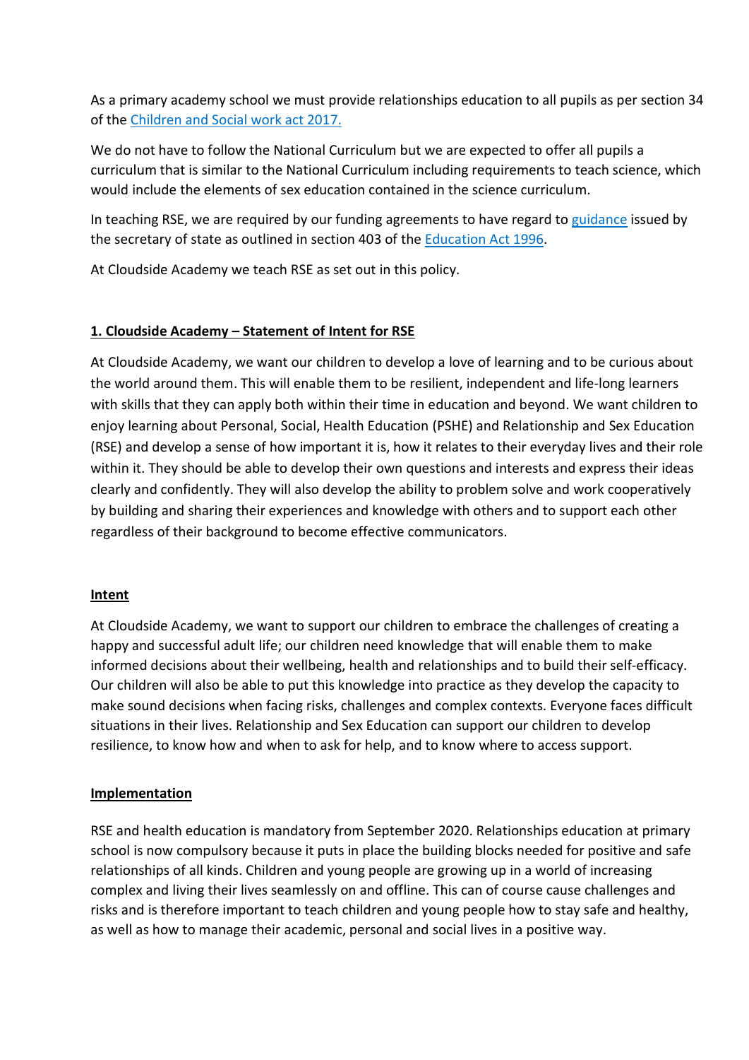As a primary academy school we must provide relationships education to all pupils as per section 34 of the [Children and Social work act 2017.](#)

We do not have to follow the National Curriculum but we are expected to offer all pupils a curriculum that is similar to the National Curriculum including requirements to teach science, which would include the elements of sex education contained in the science curriculum.

In teaching RSE, we are required by our funding agreements to have regard to [guidance](#) issued by the secretary of state as outlined in section 403 of the [Education Act 1996](#).

At Cloudside Academy we teach RSE as set out in this policy.

## **1. Cloudside Academy – Statement of Intent for RSE**

At Cloudside Academy, we want our children to develop a love of learning and to be curious about the world around them. This will enable them to be resilient, independent and life-long learners with skills that they can apply both within their time in education and beyond. We want children to enjoy learning about Personal, Social, Health Education (PSHE) and Relationship and Sex Education (RSE) and develop a sense of how important it is, how it relates to their everyday lives and their role within it. They should be able to develop their own questions and interests and express their ideas clearly and confidently. They will also develop the ability to problem solve and work cooperatively by building and sharing their experiences and knowledge with others and to support each other regardless of their background to become effective communicators.

### **Intent**

At Cloudside Academy, we want to support our children to embrace the challenges of creating a happy and successful adult life; our children need knowledge that will enable them to make informed decisions about their wellbeing, health and relationships and to build their self-efficacy. Our children will also be able to put this knowledge into practice as they develop the capacity to make sound decisions when facing risks, challenges and complex contexts. Everyone faces difficult situations in their lives. Relationship and Sex Education can support our children to develop resilience, to know how and when to ask for help, and to know where to access support.

### **Implementation**

RSE and health education is mandatory from September 2020. Relationships education at primary school is now compulsory because it puts in place the building blocks needed for positive and safe relationships of all kinds. Children and young people are growing up in a world of increasing complex and living their lives seamlessly on and offline. This can of course cause challenges and risks and is therefore important to teach children and young people how to stay safe and healthy, as well as how to manage their academic, personal and social lives in a positive way.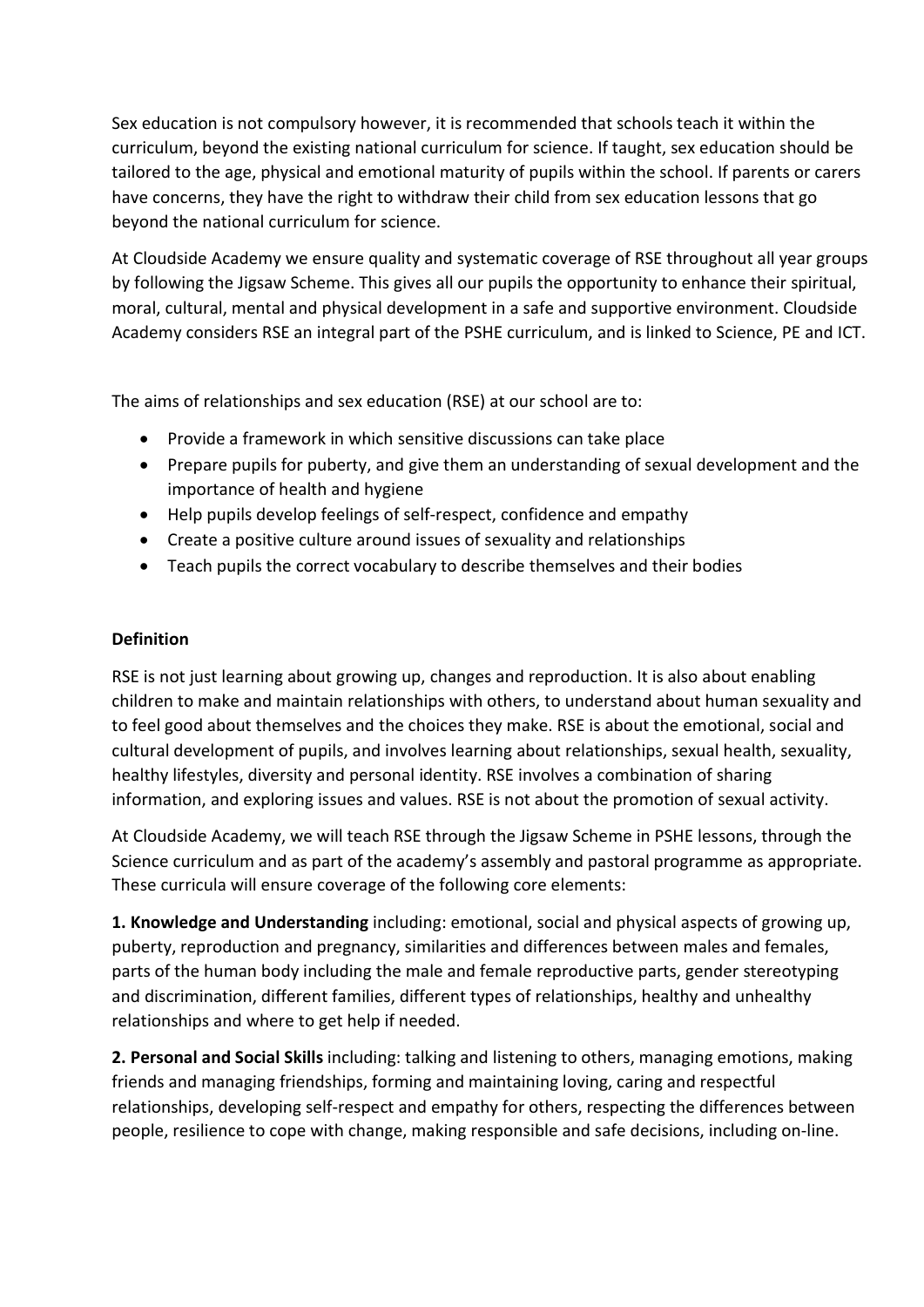Sex education is not compulsory however, it is recommended that schools teach it within the curriculum, beyond the existing national curriculum for science. If taught, sex education should be tailored to the age, physical and emotional maturity of pupils within the school. If parents or carers have concerns, they have the right to withdraw their child from sex education lessons that go beyond the national curriculum for science.

At Cloudside Academy we ensure quality and systematic coverage of RSE throughout all year groups by following the Jigsaw Scheme. This gives all our pupils the opportunity to enhance their spiritual, moral, cultural, mental and physical development in a safe and supportive environment. Cloudside Academy considers RSE an integral part of the PSHE curriculum, and is linked to Science, PE and ICT.

The aims of relationships and sex education (RSE) at our school are to:

- Provide a framework in which sensitive discussions can take place
- Prepare pupils for puberty, and give them an understanding of sexual development and the importance of health and hygiene
- Help pupils develop feelings of self-respect, confidence and empathy
- Create a positive culture around issues of sexuality and relationships
- Teach pupils the correct vocabulary to describe themselves and their bodies

**Definition**

RSE is not just learning about growing up, changes and reproduction. It is also about enabling children to make and maintain relationships with others, to understand about human sexuality and to feel good about themselves and the choices they make. RSE is about the emotional, social and cultural development of pupils, and involves learning about relationships, sexual health, sexuality, healthy lifestyles, diversity and personal identity. RSE involves a combination of sharing information, and exploring issues and values. RSE is not about the promotion of sexual activity.

At Cloudside Academy, we will teach RSE through the Jigsaw Scheme in PSHE lessons, through the Science curriculum and as part of the academy's assembly and pastoral programme as appropriate. These curricula will ensure coverage of the following core elements:

**1. Knowledge and Understanding** including: emotional, social and physical aspects of growing up, puberty, reproduction and pregnancy, similarities and differences between males and females, parts of the human body including the male and female reproductive parts, gender stereotyping and discrimination, different families, different types of relationships, healthy and unhealthy relationships and where to get help if needed.

**2. Personal and Social Skills** including: talking and listening to others, managing emotions, making friends and managing friendships, forming and maintaining loving, caring and respectful relationships, developing self-respect and empathy for others, respecting the differences between people, resilience to cope with change, making responsible and safe decisions, including on-line.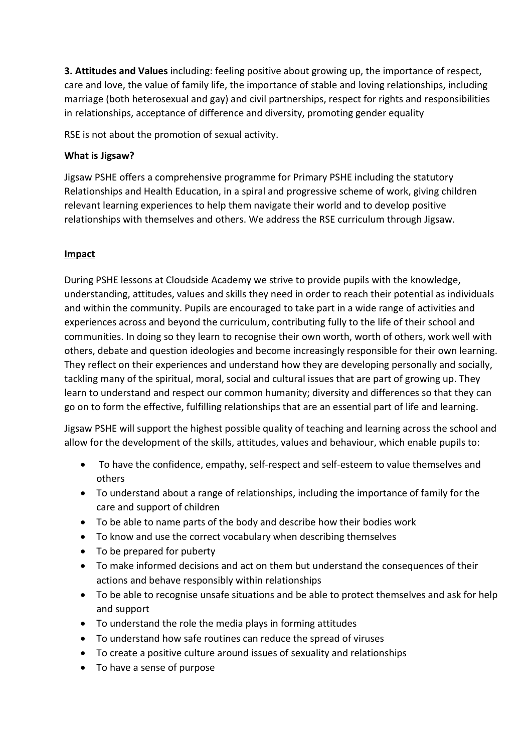**3. Attitudes and Values** including: feeling positive about growing up, the importance of respect, care and love, the value of family life, the importance of stable and loving relationships, including marriage (both heterosexual and gay) and civil partnerships, respect for rights and responsibilities in relationships, acceptance of difference and diversity, promoting gender equality

RSE is not about the promotion of sexual activity.

**What is Jigsaw?**

Jigsaw PSHE offers a comprehensive programme for Primary PSHE including the statutory Relationships and Health Education, in a spiral and progressive scheme of work, giving children relevant learning experiences to help them navigate their world and to develop positive relationships with themselves and others. We address the RSE curriculum through Jigsaw.

## Impact

During PSHE lessons at Cloudside Academy we strive to provide pupils with the knowledge, understanding, attitudes, values and skills they need in order to reach their potential as individuals and within the community. Pupils are encouraged to take part in a wide range of activities and experiences across and beyond the curriculum, contributing fully to the life of their school and communities. In doing so they learn to recognise their own worth, worth of others, work well with others, debate and question ideologies and become increasingly responsible for their own learning. They reflect on their experiences and understand how they are developing personally and socially, tackling many of the spiritual, moral, social and cultural issues that are part of growing up. They learn to understand and respect our common humanity; diversity and differences so that they can go on to form the effective, fulfilling relationships that are an essential part of life and learning.

Jigsaw PSHE will support the highest possible quality of teaching and learning across the school and allow for the development of the skills, attitudes, values and behaviour, which enable pupils to:

- To have the confidence, empathy, self-respect and self-esteem to value themselves and others
- To understand about a range of relationships, including the importance of family for the care and support of children
- To be able to name parts of the body and describe how their bodies work
- To know and use the correct vocabulary when describing themselves
- To be prepared for puberty
- To make informed decisions and act on them but understand the consequences of their actions and behave responsibly within relationships
- To be able to recognise unsafe situations and be able to protect themselves and ask for help and support
- To understand the role the media plays in forming attitudes
- To understand how safe routines can reduce the spread of viruses
- To create a positive culture around issues of sexuality and relationships
- To have a sense of purpose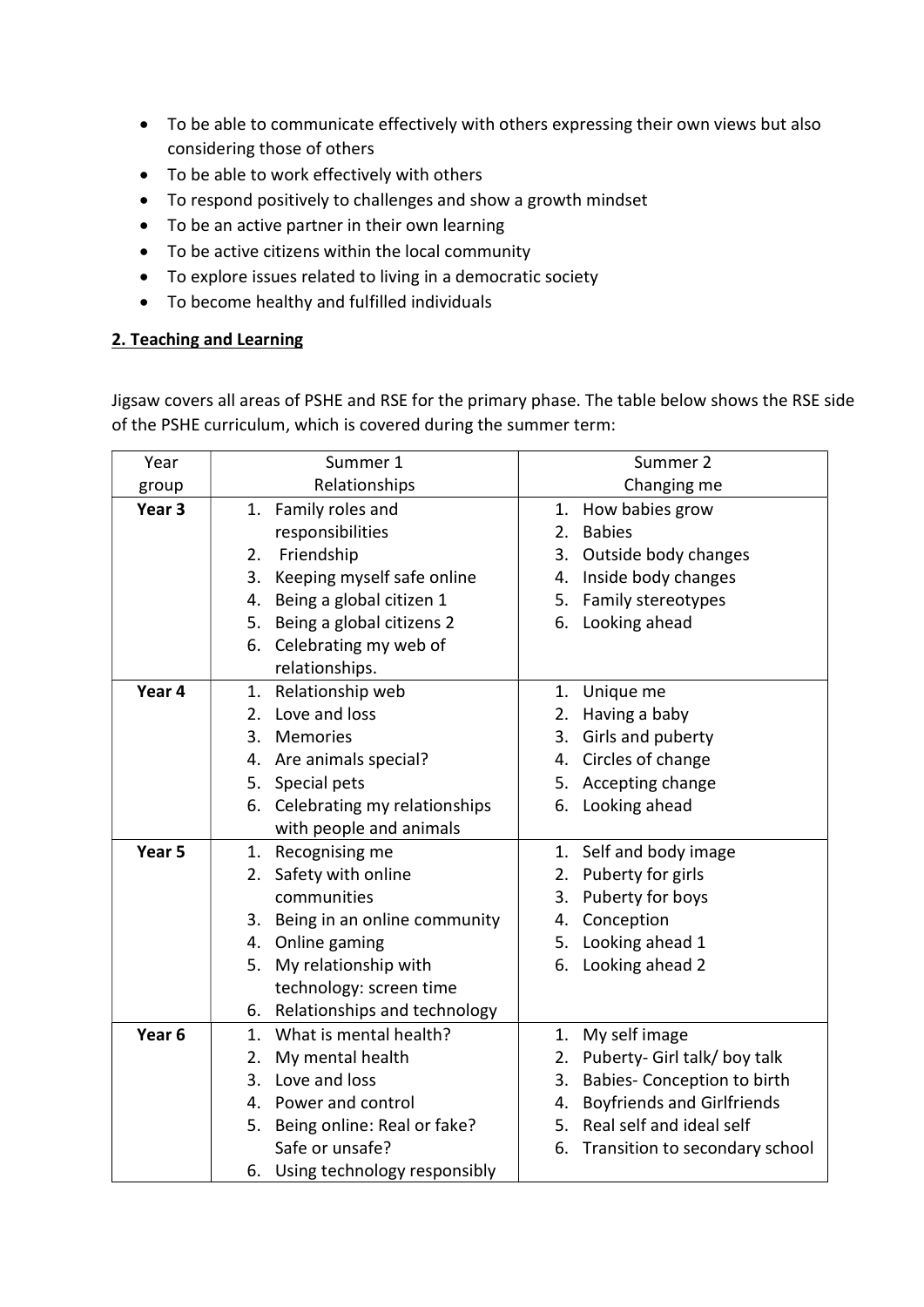- To be able to communicate effectively with others expressing their own views but also considering those of others
- To be able to work effectively with others
- To respond positively to challenges and show a growth mindset
- To be an active partner in their own learning
- To be active citizens within the local community
- To explore issues related to living in a democratic society
- To become healthy and fulfilled individuals

## 2. Teaching and Learning

Jigsaw covers all areas of PSHE and RSE for the primary phase. The table below shows the RSE side of the PSHE curriculum, which is covered during the summer term:

| Year group | Summer 1<br>Relationships | Summer 2<br>Changing me |
|---|---|---|
| **Year 3** | 1. Family roles and responsibilities<br>2. Friendship<br>3. Keeping myself safe online<br>4. Being a global citizen 1<br>5. Being a global citizens 2<br>6. Celebrating my web of relationships. | 1. How babies grow<br>2. Babies<br>3. Outside body changes<br>4. Inside body changes<br>5. Family stereotypes<br>6. Looking ahead |
| **Year 4** | 1. Relationship web<br>2. Love and loss<br>3. Memories<br>4. Are animals special?<br>5. Special pets<br>6. Celebrating my relationships with people and animals | 1. Unique me<br>2. Having a baby<br>3. Girls and puberty<br>4. Circles of change<br>5. Accepting change<br>6. Looking ahead |
| **Year 5** | 1. Recognising me<br>2. Safety with online communities<br>3. Being in an online community<br>4. Online gaming<br>5. My relationship with technology: screen time<br>6. Relationships and technology | 1. Self and body image<br>2. Puberty for girls<br>3. Puberty for boys<br>4. Conception<br>5. Looking ahead 1<br>6. Looking ahead 2 |
| **Year 6** | 1. What is mental health?<br>2. My mental health<br>3. Love and loss<br>4. Power and control<br>5. Being online: Real or fake? Safe or unsafe?<br>6. Using technology responsibly | 1. My self image<br>2. Puberty- Girl talk/ boy talk<br>3. Babies- Conception to birth<br>4. Boyfriends and Girlfriends<br>5. Real self and ideal self<br>6. Transition to secondary school |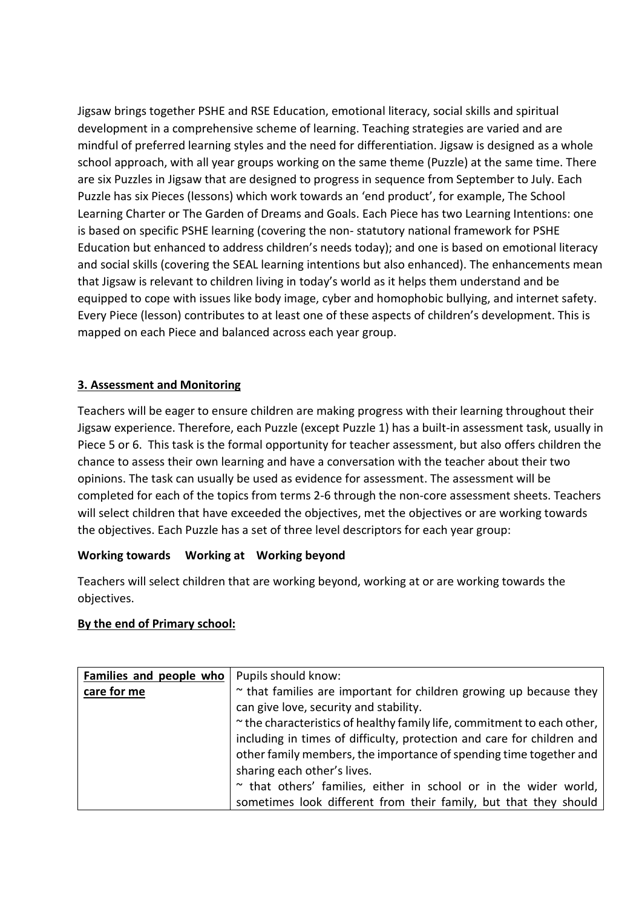Jigsaw brings together PSHE and RSE Education, emotional literacy, social skills and spiritual development in a comprehensive scheme of learning. Teaching strategies are varied and are mindful of preferred learning styles and the need for differentiation. Jigsaw is designed as a whole school approach, with all year groups working on the same theme (Puzzle) at the same time. There are six Puzzles in Jigsaw that are designed to progress in sequence from September to July. Each Puzzle has six Pieces (lessons) which work towards an 'end product', for example, The School Learning Charter or The Garden of Dreams and Goals. Each Piece has two Learning Intentions: one is based on specific PSHE learning (covering the non- statutory national framework for PSHE Education but enhanced to address children's needs today); and one is based on emotional literacy and social skills (covering the SEAL learning intentions but also enhanced). The enhancements mean that Jigsaw is relevant to children living in today's world as it helps them understand and be equipped to cope with issues like body image, cyber and homophobic bullying, and internet safety. Every Piece (lesson) contributes to at least one of these aspects of children's development. This is mapped on each Piece and balanced across each year group.

## 3. Assessment and Monitoring

Teachers will be eager to ensure children are making progress with their learning throughout their Jigsaw experience. Therefore, each Puzzle (except Puzzle 1) has a built-in assessment task, usually in Piece 5 or 6. This task is the formal opportunity for teacher assessment, but also offers children the chance to assess their own learning and have a conversation with the teacher about their two opinions. The task can usually be used as evidence for assessment. The assessment will be completed for each of the topics from terms 2-6 through the non-core assessment sheets. Teachers will select children that have exceeded the objectives, met the objectives or are working towards the objectives. Each Puzzle has a set of three level descriptors for each year group:

**Working towards Working at Working beyond**

Teachers will select children that are working beyond, working at or are working towards the objectives.

**By the end of Primary school:**

| **Families and people who care for me** | Pupils should know:<br>~ that families are important for children growing up because they can give love, security and stability.<br>~ the characteristics of healthy family life, commitment to each other, including in times of difficulty, protection and care for children and other family members, the importance of spending time together and sharing each other's lives.<br>~ that others' families, either in school or in the wider world, sometimes look different from their family, but that they should |
|---|---|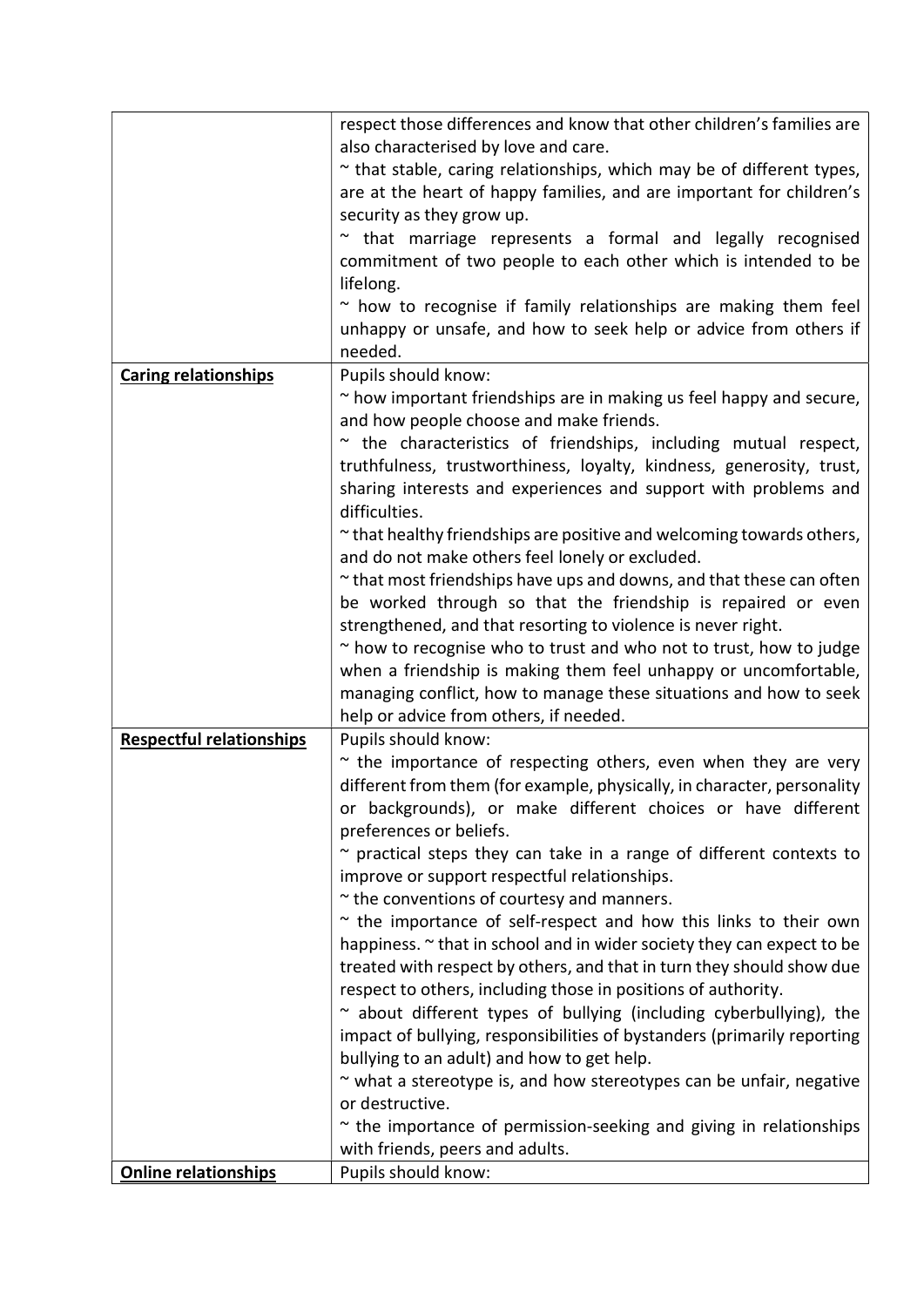| | |
|---|---|
| | respect those differences and know that other children's families are also characterised by love and care.<br>~ that stable, caring relationships, which may be of different types, are at the heart of happy families, and are important for children's security as they grow up.<br>~ that marriage represents a formal and legally recognised commitment of two people to each other which is intended to be lifelong.<br>~ how to recognise if family relationships are making them feel unhappy or unsafe, and how to seek help or advice from others if needed. |
| **Caring relationships** | Pupils should know:<br>~ how important friendships are in making us feel happy and secure, and how people choose and make friends.<br>~ the characteristics of friendships, including mutual respect, truthfulness, trustworthiness, loyalty, kindness, generosity, trust, sharing interests and experiences and support with problems and difficulties.<br>~ that healthy friendships are positive and welcoming towards others, and do not make others feel lonely or excluded.<br>~ that most friendships have ups and downs, and that these can often be worked through so that the friendship is repaired or even strengthened, and that resorting to violence is never right.<br>~ how to recognise who to trust and who not to trust, how to judge when a friendship is making them feel unhappy or uncomfortable, managing conflict, how to manage these situations and how to seek help or advice from others, if needed. |
| **Respectful relationships** | Pupils should know:<br>~ the importance of respecting others, even when they are very different from them (for example, physically, in character, personality or backgrounds), or make different choices or have different preferences or beliefs.<br>~ practical steps they can take in a range of different contexts to improve or support respectful relationships.<br>~ the conventions of courtesy and manners.<br>~ the importance of self-respect and how this links to their own happiness. ~ that in school and in wider society they can expect to be treated with respect by others, and that in turn they should show due respect to others, including those in positions of authority.<br>~ about different types of bullying (including cyberbullying), the impact of bullying, responsibilities of bystanders (primarily reporting bullying to an adult) and how to get help.<br>~ what a stereotype is, and how stereotypes can be unfair, negative or destructive.<br>~ the importance of permission-seeking and giving in relationships with friends, peers and adults. |
| **Online relationships** | Pupils should know: |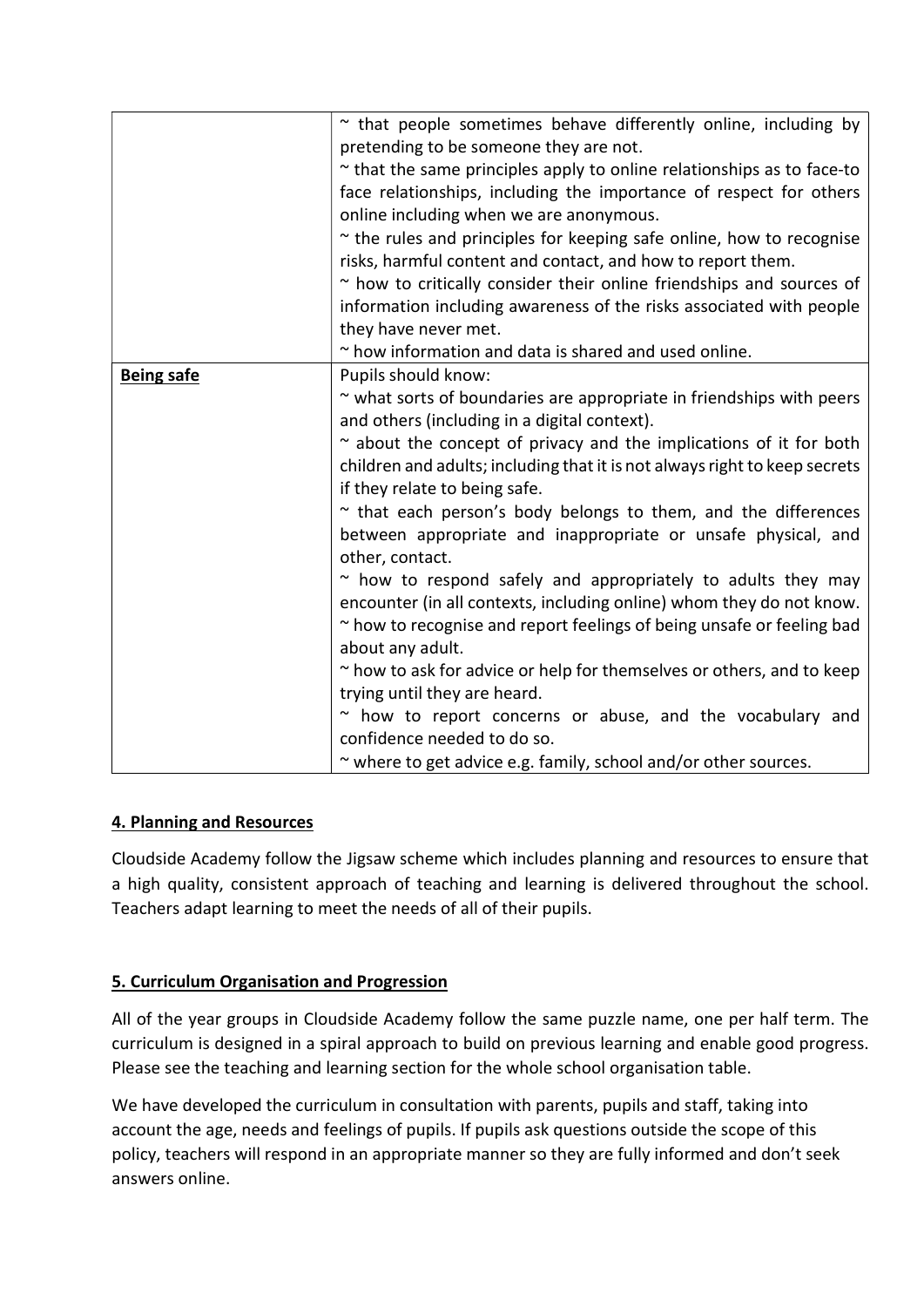| | |
|---|---|
| | ~ that people sometimes behave differently online, including by pretending to be someone they are not.<br>~ that the same principles apply to online relationships as to face-to face relationships, including the importance of respect for others online including when we are anonymous.<br>~ the rules and principles for keeping safe online, how to recognise risks, harmful content and contact, and how to report them.<br>~ how to critically consider their online friendships and sources of information including awareness of the risks associated with people they have never met.<br>~ how information and data is shared and used online. |
| **Being safe** | Pupils should know:<br>~ what sorts of boundaries are appropriate in friendships with peers and others (including in a digital context).<br>~ about the concept of privacy and the implications of it for both children and adults; including that it is not always right to keep secrets if they relate to being safe.<br>~ that each person's body belongs to them, and the differences between appropriate and inappropriate or unsafe physical, and other, contact.<br>~ how to respond safely and appropriately to adults they may encounter (in all contexts, including online) whom they do not know.<br>~ how to recognise and report feelings of being unsafe or feeling bad about any adult.<br>~ how to ask for advice or help for themselves or others, and to keep trying until they are heard.<br>~ how to report concerns or abuse, and the vocabulary and confidence needed to do so.<br>~ where to get advice e.g. family, school and/or other sources. |

## 4. Planning and Resources

Cloudside Academy follow the Jigsaw scheme which includes planning and resources to ensure that a high quality, consistent approach of teaching and learning is delivered throughout the school. Teachers adapt learning to meet the needs of all of their pupils.

## 5. Curriculum Organisation and Progression

All of the year groups in Cloudside Academy follow the same puzzle name, one per half term. The curriculum is designed in a spiral approach to build on previous learning and enable good progress. Please see the teaching and learning section for the whole school organisation table.

We have developed the curriculum in consultation with parents, pupils and staff, taking into account the age, needs and feelings of pupils. If pupils ask questions outside the scope of this policy, teachers will respond in an appropriate manner so they are fully informed and don't seek answers online.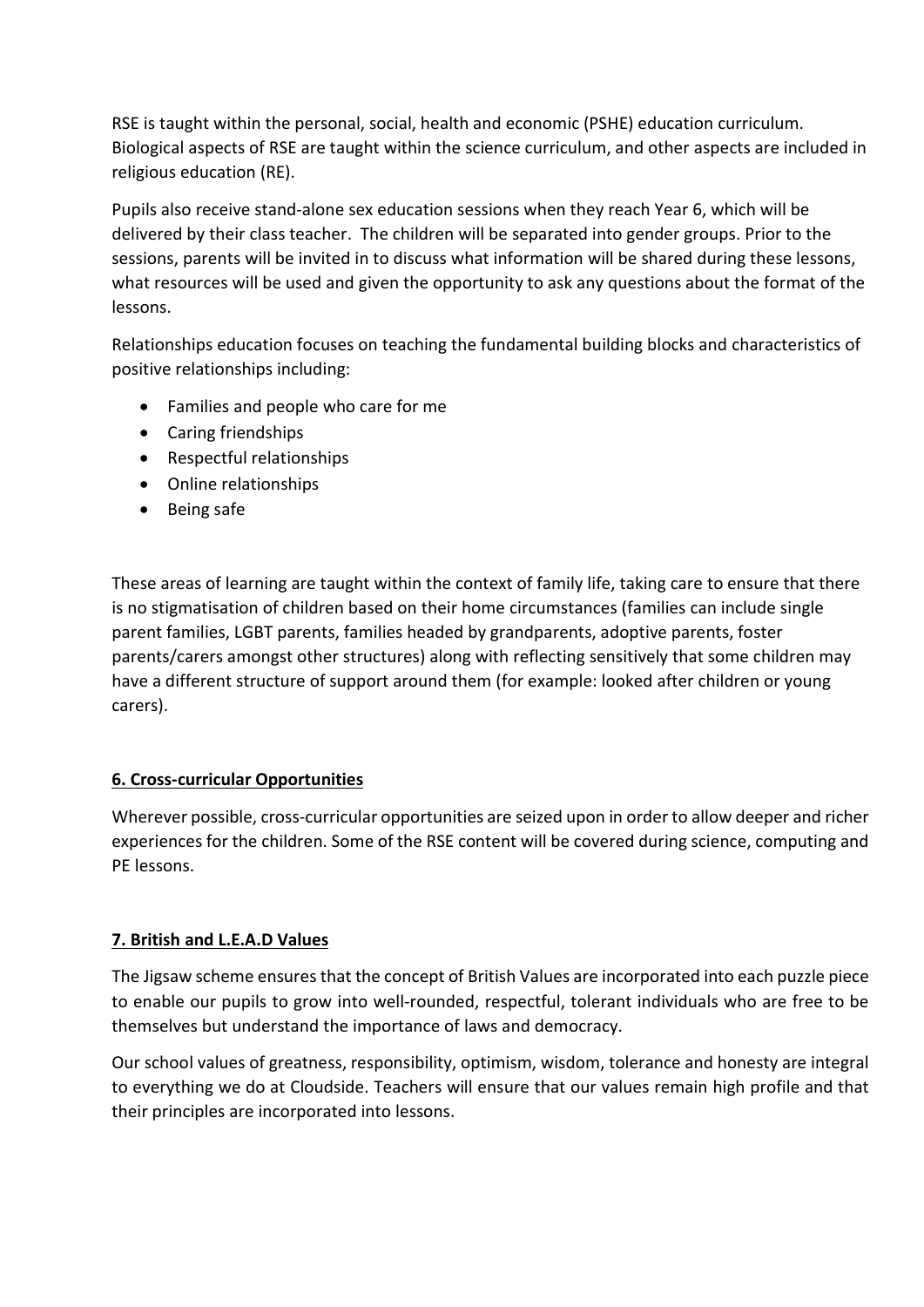RSE is taught within the personal, social, health and economic (PSHE) education curriculum. Biological aspects of RSE are taught within the science curriculum, and other aspects are included in religious education (RE).

Pupils also receive stand-alone sex education sessions when they reach Year 6, which will be delivered by their class teacher. The children will be separated into gender groups. Prior to the sessions, parents will be invited in to discuss what information will be shared during these lessons, what resources will be used and given the opportunity to ask any questions about the format of the lessons.

Relationships education focuses on teaching the fundamental building blocks and characteristics of positive relationships including:

- Families and people who care for me
- Caring friendships
- Respectful relationships
- Online relationships
- Being safe

These areas of learning are taught within the context of family life, taking care to ensure that there is no stigmatisation of children based on their home circumstances (families can include single parent families, LGBT parents, families headed by grandparents, adoptive parents, foster parents/carers amongst other structures) along with reflecting sensitively that some children may have a different structure of support around them (for example: looked after children or young carers).

## 6. Cross-curricular Opportunities

Wherever possible, cross-curricular opportunities are seized upon in order to allow deeper and richer experiences for the children. Some of the RSE content will be covered during science, computing and PE lessons.

## 7. British and L.E.A.D Values

The Jigsaw scheme ensures that the concept of British Values are incorporated into each puzzle piece to enable our pupils to grow into well-rounded, respectful, tolerant individuals who are free to be themselves but understand the importance of laws and democracy.

Our school values of greatness, responsibility, optimism, wisdom, tolerance and honesty are integral to everything we do at Cloudside. Teachers will ensure that our values remain high profile and that their principles are incorporated into lessons.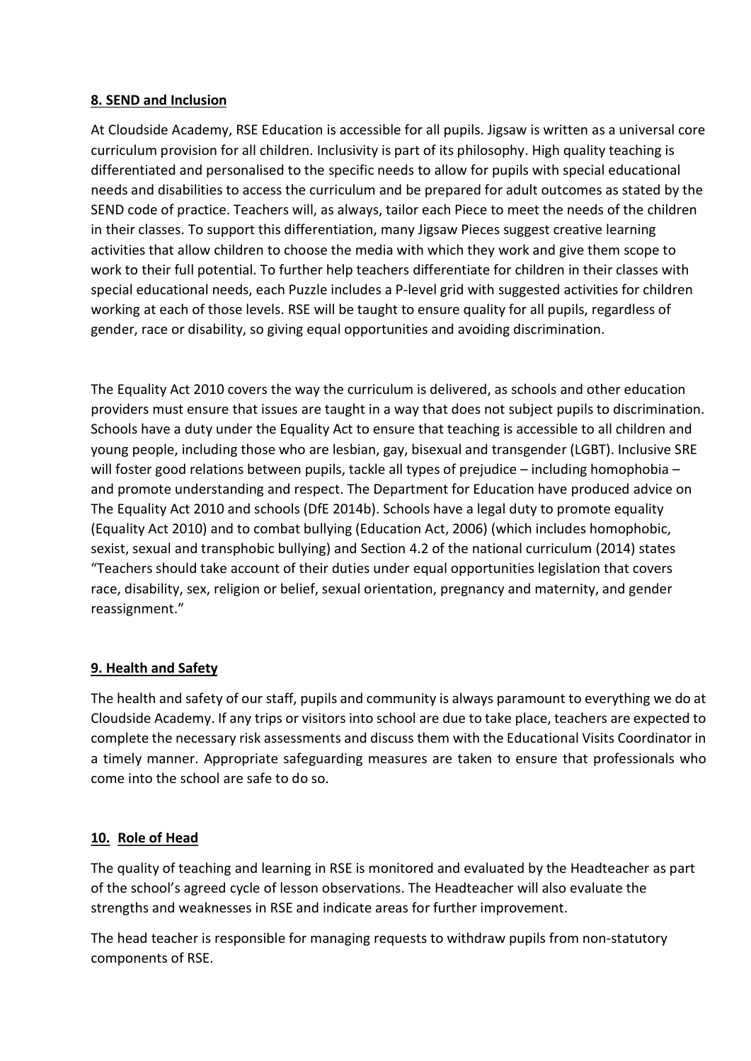## 8. SEND and Inclusion

At Cloudside Academy, RSE Education is accessible for all pupils. Jigsaw is written as a universal core curriculum provision for all children. Inclusivity is part of its philosophy. High quality teaching is differentiated and personalised to the specific needs to allow for pupils with special educational needs and disabilities to access the curriculum and be prepared for adult outcomes as stated by the SEND code of practice. Teachers will, as always, tailor each Piece to meet the needs of the children in their classes. To support this differentiation, many Jigsaw Pieces suggest creative learning activities that allow children to choose the media with which they work and give them scope to work to their full potential. To further help teachers differentiate for children in their classes with special educational needs, each Puzzle includes a P-level grid with suggested activities for children working at each of those levels. RSE will be taught to ensure quality for all pupils, regardless of gender, race or disability, so giving equal opportunities and avoiding discrimination.

The Equality Act 2010 covers the way the curriculum is delivered, as schools and other education providers must ensure that issues are taught in a way that does not subject pupils to discrimination. Schools have a duty under the Equality Act to ensure that teaching is accessible to all children and young people, including those who are lesbian, gay, bisexual and transgender (LGBT). Inclusive SRE will foster good relations between pupils, tackle all types of prejudice – including homophobia – and promote understanding and respect. The Department for Education have produced advice on The Equality Act 2010 and schools (DfE 2014b). Schools have a legal duty to promote equality (Equality Act 2010) and to combat bullying (Education Act, 2006) (which includes homophobic, sexist, sexual and transphobic bullying) and Section 4.2 of the national curriculum (2014) states "Teachers should take account of their duties under equal opportunities legislation that covers race, disability, sex, religion or belief, sexual orientation, pregnancy and maternity, and gender reassignment."

## 9. Health and Safety

The health and safety of our staff, pupils and community is always paramount to everything we do at Cloudside Academy. If any trips or visitors into school are due to take place, teachers are expected to complete the necessary risk assessments and discuss them with the Educational Visits Coordinator in a timely manner. Appropriate safeguarding measures are taken to ensure that professionals who come into the school are safe to do so.

## 10. Role of Head

The quality of teaching and learning in RSE is monitored and evaluated by the Headteacher as part of the school's agreed cycle of lesson observations. The Headteacher will also evaluate the strengths and weaknesses in RSE and indicate areas for further improvement.

The head teacher is responsible for managing requests to withdraw pupils from non-statutory components of RSE.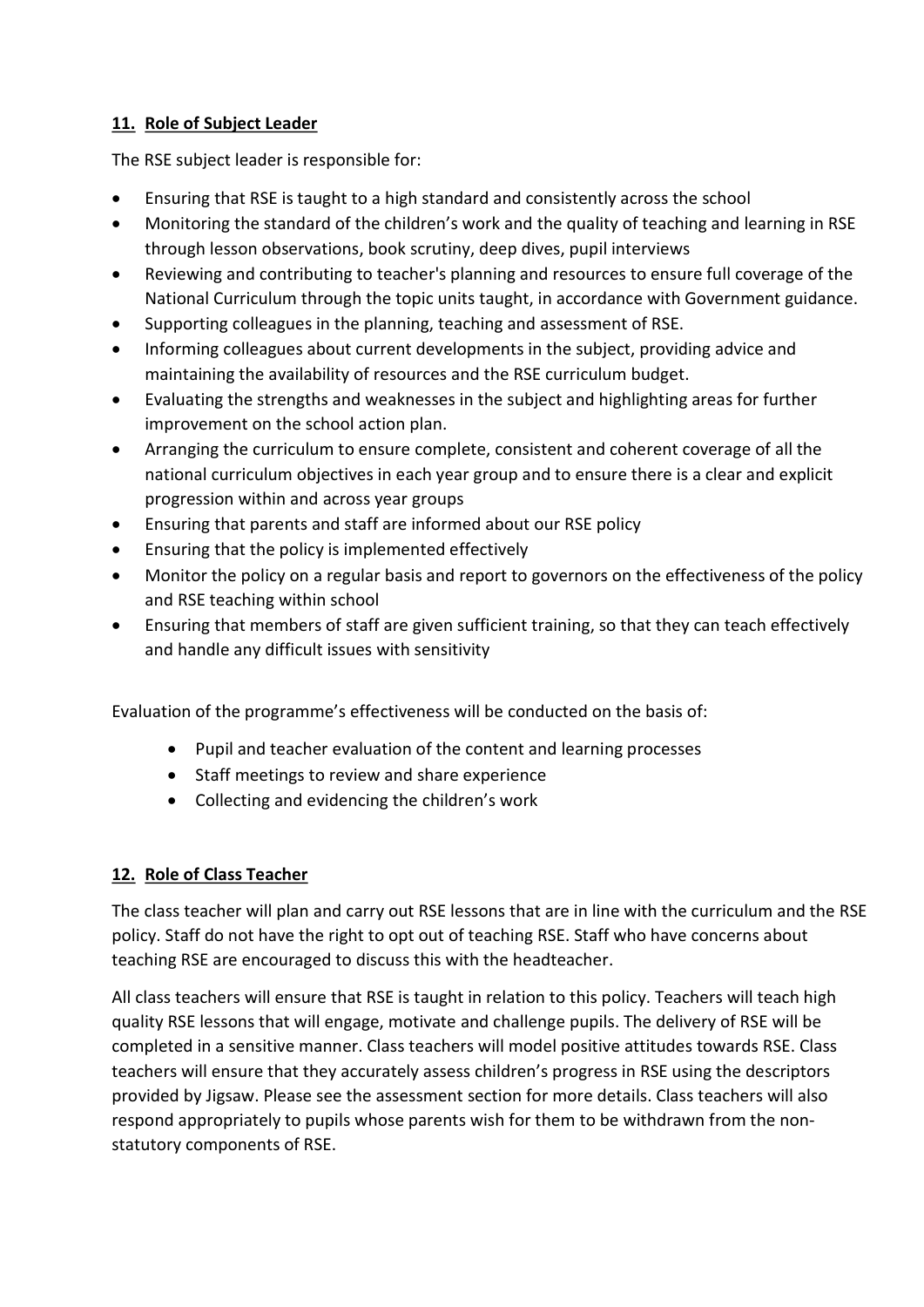## 11. Role of Subject Leader

The RSE subject leader is responsible for:

- Ensuring that RSE is taught to a high standard and consistently across the school
- Monitoring the standard of the children's work and the quality of teaching and learning in RSE through lesson observations, book scrutiny, deep dives, pupil interviews
- Reviewing and contributing to teacher's planning and resources to ensure full coverage of the National Curriculum through the topic units taught, in accordance with Government guidance.
- Supporting colleagues in the planning, teaching and assessment of RSE.
- Informing colleagues about current developments in the subject, providing advice and maintaining the availability of resources and the RSE curriculum budget.
- Evaluating the strengths and weaknesses in the subject and highlighting areas for further improvement on the school action plan.
- Arranging the curriculum to ensure complete, consistent and coherent coverage of all the national curriculum objectives in each year group and to ensure there is a clear and explicit progression within and across year groups
- Ensuring that parents and staff are informed about our RSE policy
- Ensuring that the policy is implemented effectively
- Monitor the policy on a regular basis and report to governors on the effectiveness of the policy and RSE teaching within school
- Ensuring that members of staff are given sufficient training, so that they can teach effectively and handle any difficult issues with sensitivity

Evaluation of the programme's effectiveness will be conducted on the basis of:

- Pupil and teacher evaluation of the content and learning processes
- Staff meetings to review and share experience
- Collecting and evidencing the children's work

## 12. Role of Class Teacher

The class teacher will plan and carry out RSE lessons that are in line with the curriculum and the RSE policy. Staff do not have the right to opt out of teaching RSE. Staff who have concerns about teaching RSE are encouraged to discuss this with the headteacher.

All class teachers will ensure that RSE is taught in relation to this policy. Teachers will teach high quality RSE lessons that will engage, motivate and challenge pupils. The delivery of RSE will be completed in a sensitive manner. Class teachers will model positive attitudes towards RSE. Class teachers will ensure that they accurately assess children's progress in RSE using the descriptors provided by Jigsaw. Please see the assessment section for more details. Class teachers will also respond appropriately to pupils whose parents wish for them to be withdrawn from the non-statutory components of RSE.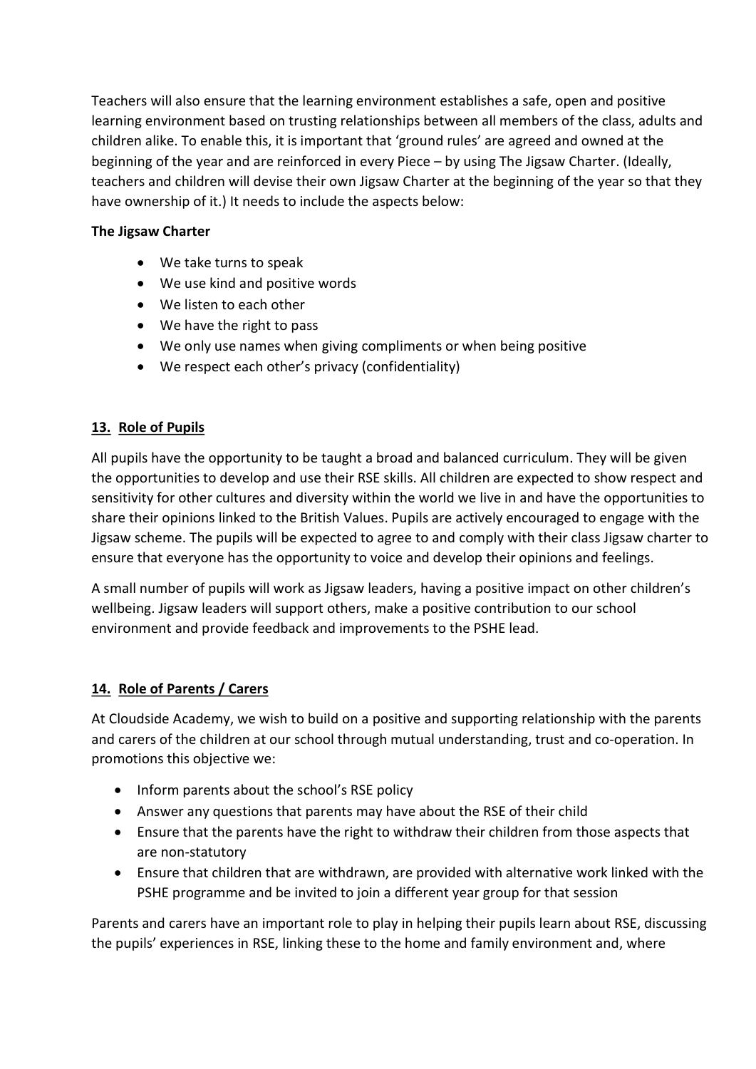Teachers will also ensure that the learning environment establishes a safe, open and positive learning environment based on trusting relationships between all members of the class, adults and children alike. To enable this, it is important that 'ground rules' are agreed and owned at the beginning of the year and are reinforced in every Piece – by using The Jigsaw Charter. (Ideally, teachers and children will devise their own Jigsaw Charter at the beginning of the year so that they have ownership of it.) It needs to include the aspects below:

**The Jigsaw Charter**

- We take turns to speak
- We use kind and positive words
- We listen to each other
- We have the right to pass
- We only use names when giving compliments or when being positive
- We respect each other's privacy (confidentiality)

## 13. Role of Pupils

All pupils have the opportunity to be taught a broad and balanced curriculum. They will be given the opportunities to develop and use their RSE skills. All children are expected to show respect and sensitivity for other cultures and diversity within the world we live in and have the opportunities to share their opinions linked to the British Values. Pupils are actively encouraged to engage with the Jigsaw scheme. The pupils will be expected to agree to and comply with their class Jigsaw charter to ensure that everyone has the opportunity to voice and develop their opinions and feelings.

A small number of pupils will work as Jigsaw leaders, having a positive impact on other children's wellbeing. Jigsaw leaders will support others, make a positive contribution to our school environment and provide feedback and improvements to the PSHE lead.

## 14. Role of Parents / Carers

At Cloudside Academy, we wish to build on a positive and supporting relationship with the parents and carers of the children at our school through mutual understanding, trust and co-operation. In promotions this objective we:

- Inform parents about the school's RSE policy
- Answer any questions that parents may have about the RSE of their child
- Ensure that the parents have the right to withdraw their children from those aspects that are non-statutory
- Ensure that children that are withdrawn, are provided with alternative work linked with the PSHE programme and be invited to join a different year group for that session

Parents and carers have an important role to play in helping their pupils learn about RSE, discussing the pupils' experiences in RSE, linking these to the home and family environment and, where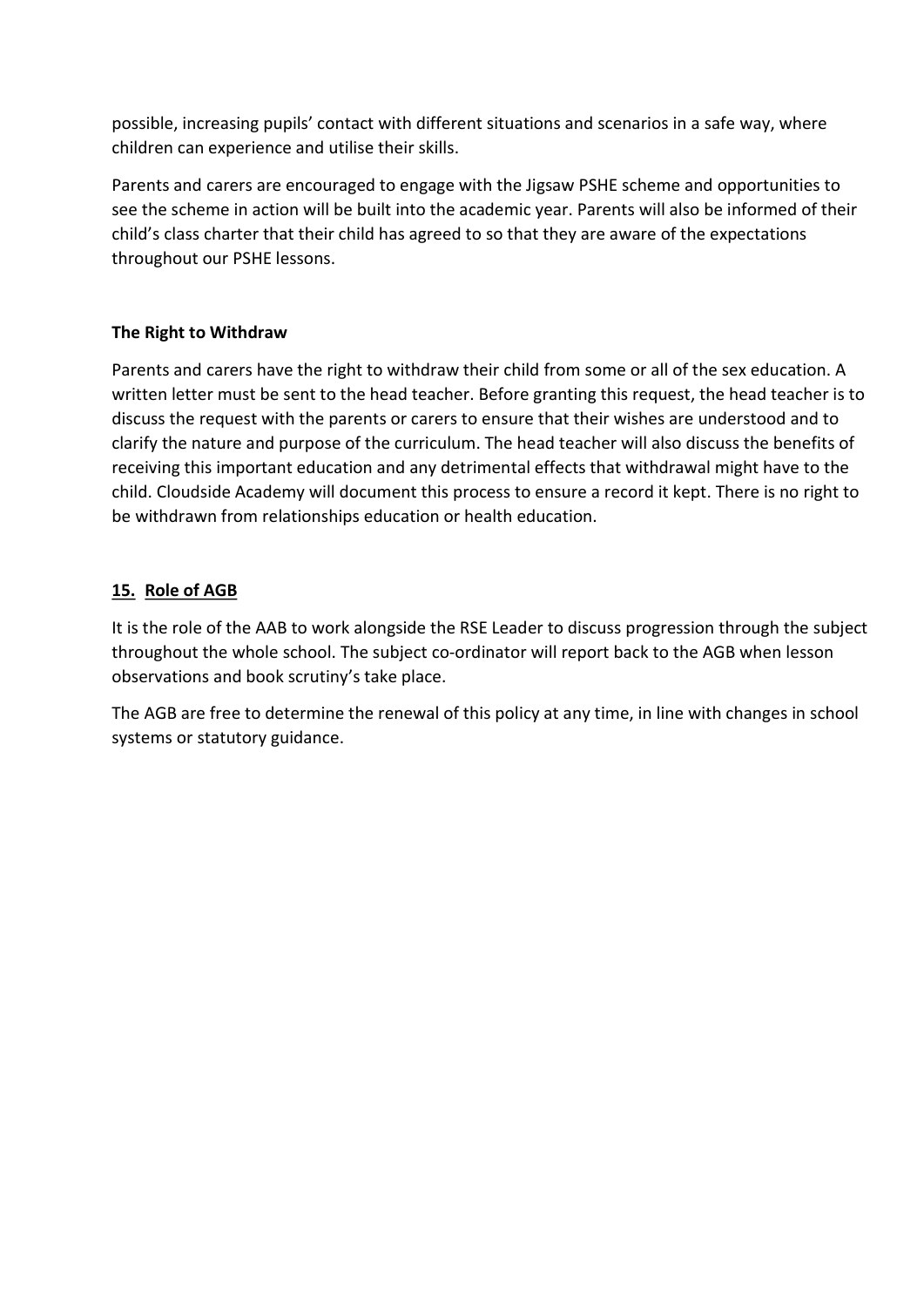possible, increasing pupils' contact with different situations and scenarios in a safe way, where children can experience and utilise their skills.

Parents and carers are encouraged to engage with the Jigsaw PSHE scheme and opportunities to see the scheme in action will be built into the academic year. Parents will also be informed of their child's class charter that their child has agreed to so that they are aware of the expectations throughout our PSHE lessons.

**The Right to Withdraw**

Parents and carers have the right to withdraw their child from some or all of the sex education. A written letter must be sent to the head teacher. Before granting this request, the head teacher is to discuss the request with the parents or carers to ensure that their wishes are understood and to clarify the nature and purpose of the curriculum. The head teacher will also discuss the benefits of receiving this important education and any detrimental effects that withdrawal might have to the child. Cloudside Academy will document this process to ensure a record it kept. There is no right to be withdrawn from relationships education or health education.

## 15. Role of AGB

It is the role of the AAB to work alongside the RSE Leader to discuss progression through the subject throughout the whole school. The subject co-ordinator will report back to the AGB when lesson observations and book scrutiny's take place.

The AGB are free to determine the renewal of this policy at any time, in line with changes in school systems or statutory guidance.